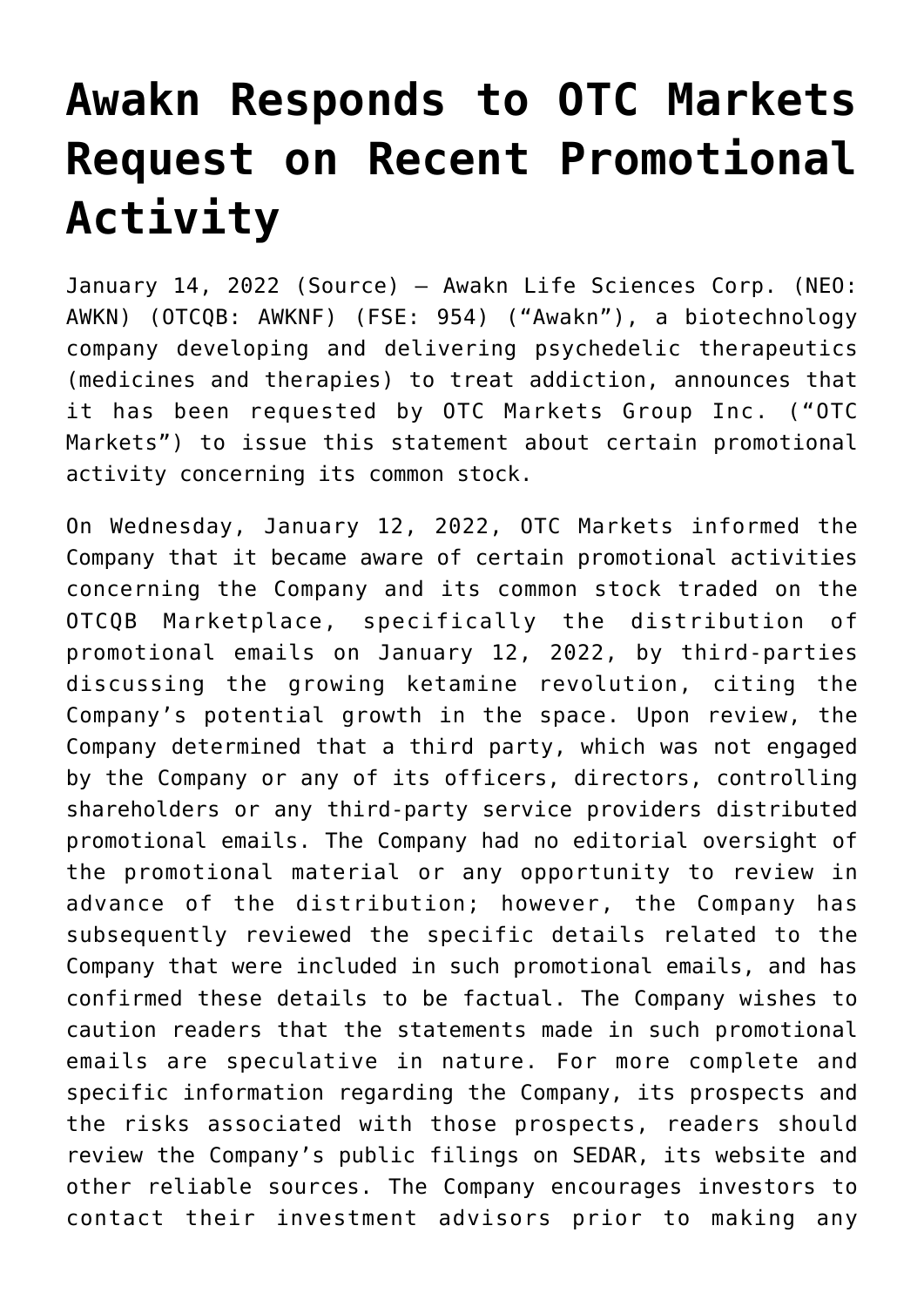# Awakn Responds to OTC Markets Request on Recent Promotional Activity

January 14, 2022 (Source) — Awakn Life Sciences Corp. (NEO: AWKN) (OTCQB: AWKNF) (FSE: 954) ("Awakn"), a biotechnology company developing and delivering psychedelic therapeutics (medicines and therapies) to treat addiction, announces that it has been requested by OTC Markets Group Inc. ("OTC Markets") to issue this statement about certain promotional activity concerning its common stock.

On Wednesday, January 12, 2022, OTC Markets informed the Company that it became aware of certain promotional activities concerning the Company and its common stock traded on the OTCQB Marketplace, specifically the distribution of promotional emails on January 12, 2022, by third-parties discussing the growing ketamine revolution, citing the Company's potential growth in the space. Upon review, the Company determined that a third party, which was not engaged by the Company or any of its officers, directors, controlling shareholders or any third-party service providers distributed promotional emails. The Company had no editorial oversight of the promotional material or any opportunity to review in advance of the distribution; however, the Company has subsequently reviewed the specific details related to the Company that were included in such promotional emails, and has confirmed these details to be factual. The Company wishes to caution readers that the statements made in such promotional emails are speculative in nature. For more complete and specific information regarding the Company, its prospects and the risks associated with those prospects, readers should review the Company's public filings on SEDAR, its website and other reliable sources. The Company encourages investors to contact their investment advisors prior to making any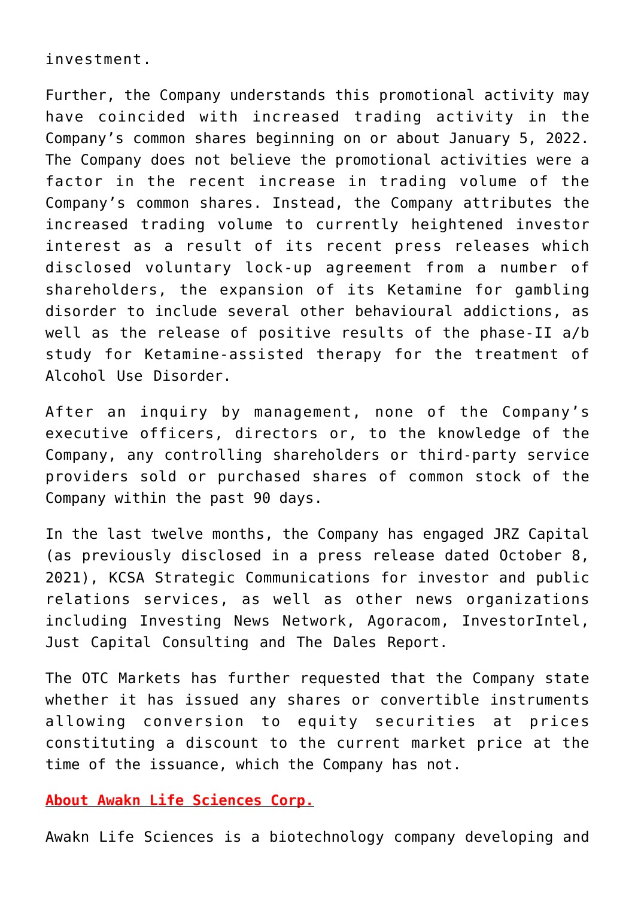investment.

Further, the Company understands this promotional activity may have coincided with increased trading activity in the Company's common shares beginning on or about January 5, 2022. The Company does not believe the promotional activities were a factor in the recent increase in trading volume of the Company's common shares. Instead, the Company attributes the increased trading volume to currently heightened investor interest as a result of its recent press releases which disclosed voluntary lock-up agreement from a number of shareholders, the expansion of its Ketamine for gambling disorder to include several other behavioural addictions, as well as the release of positive results of the phase-II a/b study for Ketamine-assisted therapy for the treatment of Alcohol Use Disorder.

After an inquiry by management, none of the Company's executive officers, directors or, to the knowledge of the Company, any controlling shareholders or third-party service providers sold or purchased shares of common stock of the Company within the past 90 days.

In the last twelve months, the Company has engaged JRZ Capital (as previously disclosed in a press release dated October 8, 2021), KCSA Strategic Communications for investor and public relations services, as well as other news organizations including Investing News Network, Agoracom, InvestorIntel, Just Capital Consulting and The Dales Report.

The OTC Markets has further requested that the Company state whether it has issued any shares or convertible instruments allowing conversion to equity securities at prices constituting a discount to the current market price at the time of the issuance, which the Company has not.

**About Awakn Life Sciences Corp.**

Awakn Life Sciences is a biotechnology company developing and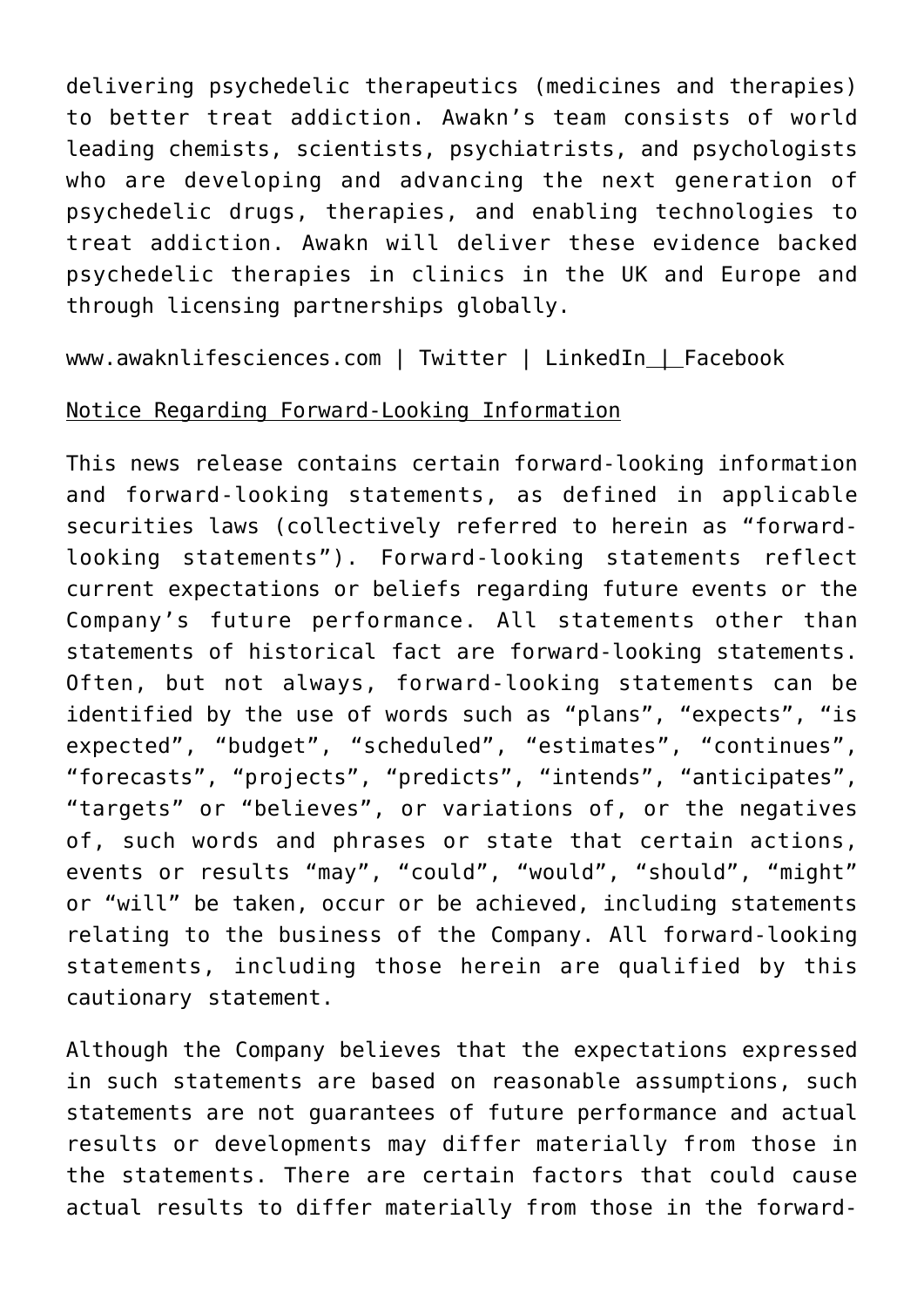delivering psychedelic therapeutics (medicines and therapies) to better treat addiction. Awakn's team consists of world leading chemists, scientists, psychiatrists, and psychologists who are developing and advancing the next generation of psychedelic drugs, therapies, and enabling technologies to treat addiction. Awakn will deliver these evidence backed psychedelic therapies in clinics in the UK and Europe and through licensing partnerships globally.

www.awaknlifesciences.com | Twitter | LinkedIn | Facebook

Notice Regarding Forward-Looking Information

This news release contains certain forward-looking information and forward-looking statements, as defined in applicable securities laws (collectively referred to herein as "forward-looking statements"). Forward-looking statements reflect current expectations or beliefs regarding future events or the Company's future performance. All statements other than statements of historical fact are forward-looking statements. Often, but not always, forward-looking statements can be identified by the use of words such as "plans", "expects", "is expected", "budget", "scheduled", "estimates", "continues", "forecasts", "projects", "predicts", "intends", "anticipates", "targets" or "believes", or variations of, or the negatives of, such words and phrases or state that certain actions, events or results "may", "could", "would", "should", "might" or "will" be taken, occur or be achieved, including statements relating to the business of the Company. All forward-looking statements, including those herein are qualified by this cautionary statement.

Although the Company believes that the expectations expressed in such statements are based on reasonable assumptions, such statements are not guarantees of future performance and actual results or developments may differ materially from those in the statements. There are certain factors that could cause actual results to differ materially from those in the forward-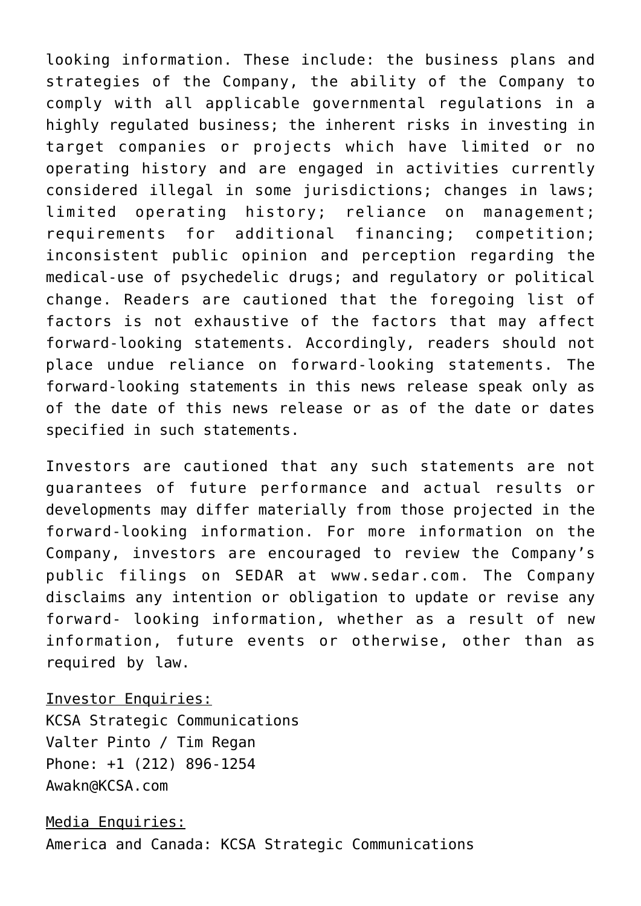looking information. These include: the business plans and strategies of the Company, the ability of the Company to comply with all applicable governmental regulations in a highly regulated business; the inherent risks in investing in target companies or projects which have limited or no operating history and are engaged in activities currently considered illegal in some jurisdictions; changes in laws; limited operating history; reliance on management; requirements for additional financing; competition; inconsistent public opinion and perception regarding the medical-use of psychedelic drugs; and regulatory or political change. Readers are cautioned that the foregoing list of factors is not exhaustive of the factors that may affect forward-looking statements. Accordingly, readers should not place undue reliance on forward-looking statements. The forward-looking statements in this news release speak only as of the date of this news release or as of the date or dates specified in such statements.

Investors are cautioned that any such statements are not guarantees of future performance and actual results or developments may differ materially from those projected in the forward-looking information. For more information on the Company, investors are encouraged to review the Company's public filings on SEDAR at www.sedar.com. The Company disclaims any intention or obligation to update or revise any forward- looking information, whether as a result of new information, future events or otherwise, other than as required by law.

Investor Enquiries:
KCSA Strategic Communications
Valter Pinto / Tim Regan
Phone: +1 (212) 896-1254
Awakn@KCSA.com

Media Enquiries:
America and Canada: KCSA Strategic Communications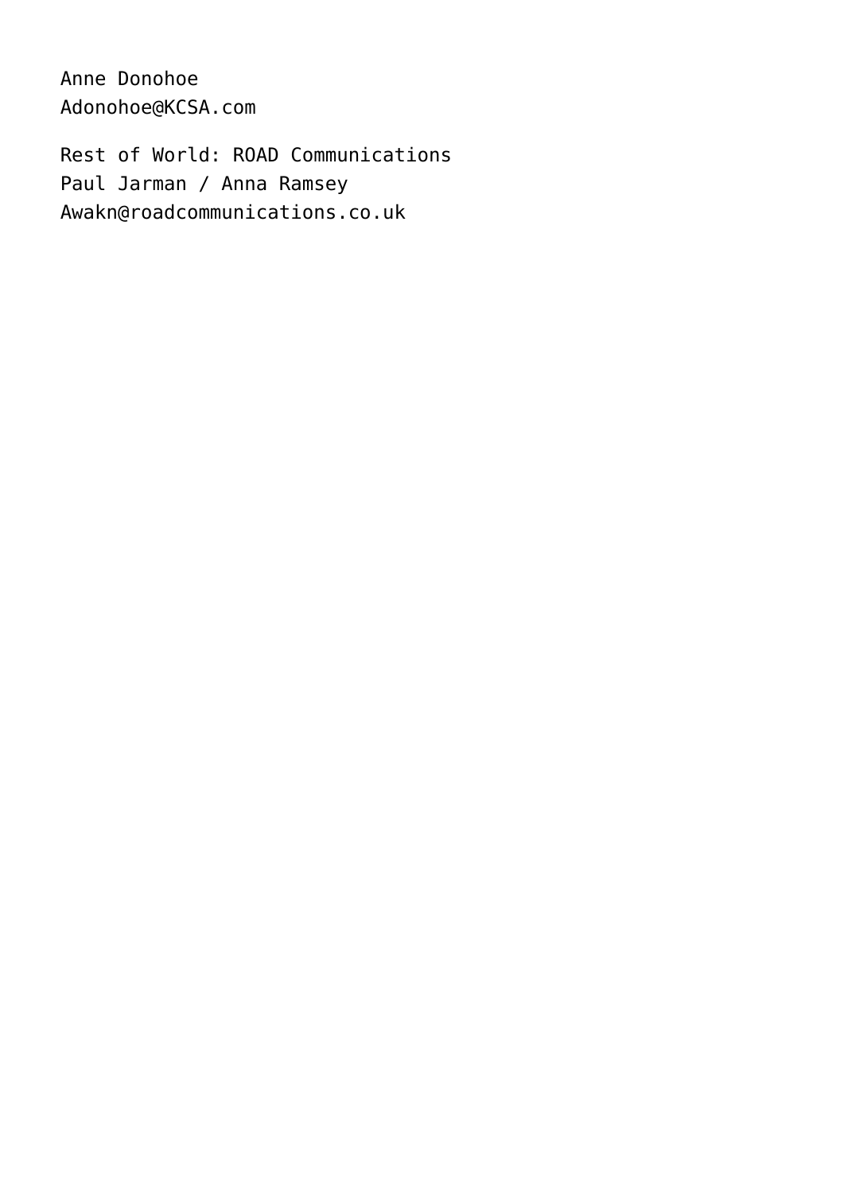Anne Donohoe
Adonohoe@KCSA.com

Rest of World: ROAD Communications
Paul Jarman / Anna Ramsey
Awakn@roadcommunications.co.uk